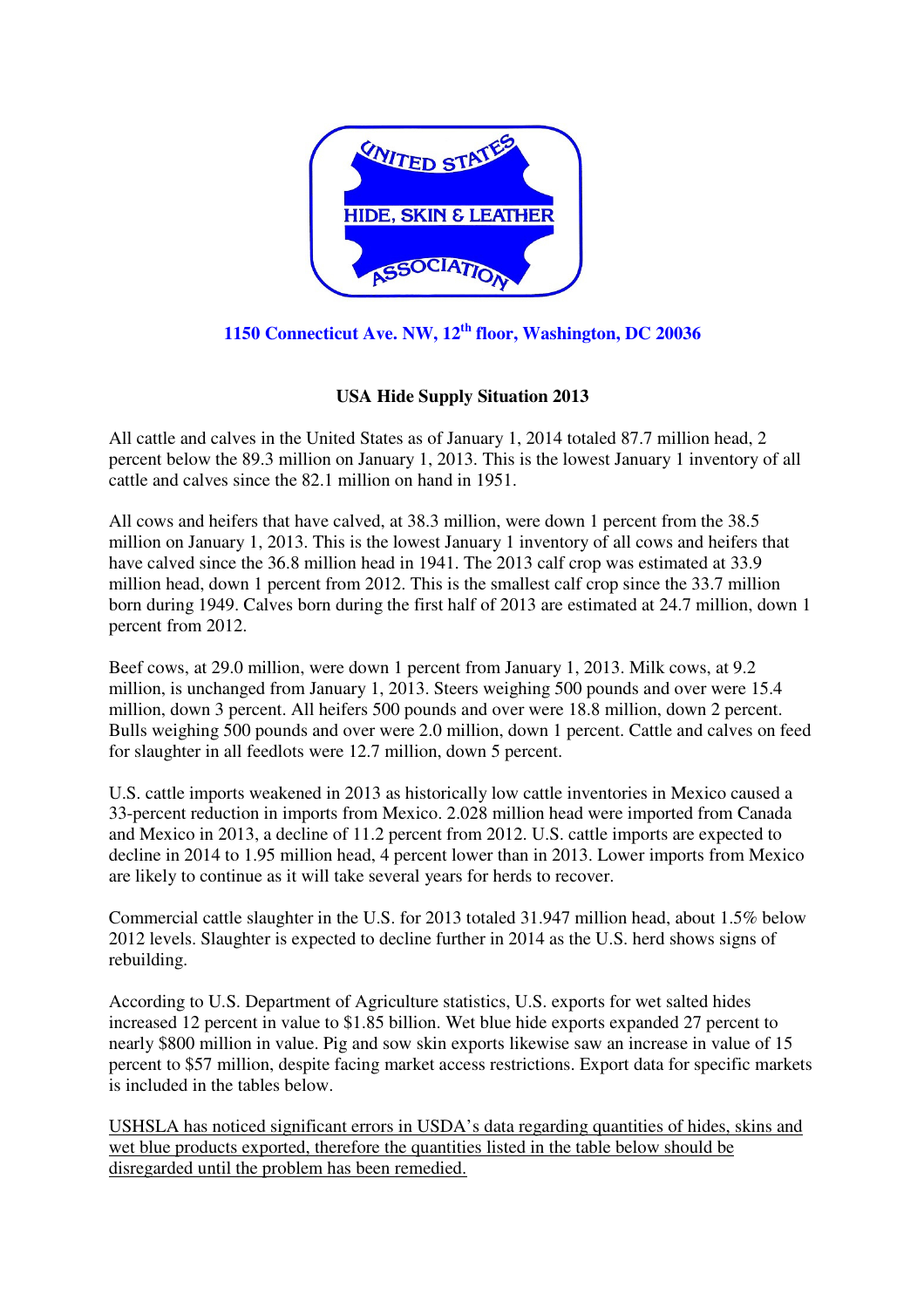UNITED STATES HIDE, SKIN & LEATHER ASSOCIATION

1150 Connecticut Ave. NW, 12th floor, Washington, DC 20036

## USA Hide Supply Situation 2013

All cattle and calves in the United States as of January 1, 2014 totaled 87.7 million head, 2 percent below the 89.3 million on January 1, 2013. This is the lowest January 1 inventory of all cattle and calves since the 82.1 million on hand in 1951.

All cows and heifers that have calved, at 38.3 million, were down 1 percent from the 38.5 million on January 1, 2013. This is the lowest January 1 inventory of all cows and heifers that have calved since the 36.8 million head in 1941. The 2013 calf crop was estimated at 33.9 million head, down 1 percent from 2012. This is the smallest calf crop since the 33.7 million born during 1949. Calves born during the first half of 2013 are estimated at 24.7 million, down 1 percent from 2012.

Beef cows, at 29.0 million, were down 1 percent from January 1, 2013. Milk cows, at 9.2 million, is unchanged from January 1, 2013. Steers weighing 500 pounds and over were 15.4 million, down 3 percent. All heifers 500 pounds and over were 18.8 million, down 2 percent. Bulls weighing 500 pounds and over were 2.0 million, down 1 percent. Cattle and calves on feed for slaughter in all feedlots were 12.7 million, down 5 percent.

U.S. cattle imports weakened in 2013 as historically low cattle inventories in Mexico caused a 33-percent reduction in imports from Mexico. 2.028 million head were imported from Canada and Mexico in 2013, a decline of 11.2 percent from 2012. U.S. cattle imports are expected to decline in 2014 to 1.95 million head, 4 percent lower than in 2013. Lower imports from Mexico are likely to continue as it will take several years for herds to recover.

Commercial cattle slaughter in the U.S. for 2013 totaled 31.947 million head, about 1.5% below 2012 levels. Slaughter is expected to decline further in 2014 as the U.S. herd shows signs of rebuilding.

According to U.S. Department of Agriculture statistics, U.S. exports for wet salted hides increased 12 percent in value to $1.85 billion. Wet blue hide exports expanded 27 percent to nearly $800 million in value. Pig and sow skin exports likewise saw an increase in value of 15 percent to $57 million, despite facing market access restrictions. Export data for specific markets is included in the tables below.

USHSLA has noticed significant errors in USDA's data regarding quantities of hides, skins and wet blue products exported, therefore the quantities listed in the table below should be disregarded until the problem has been remedied.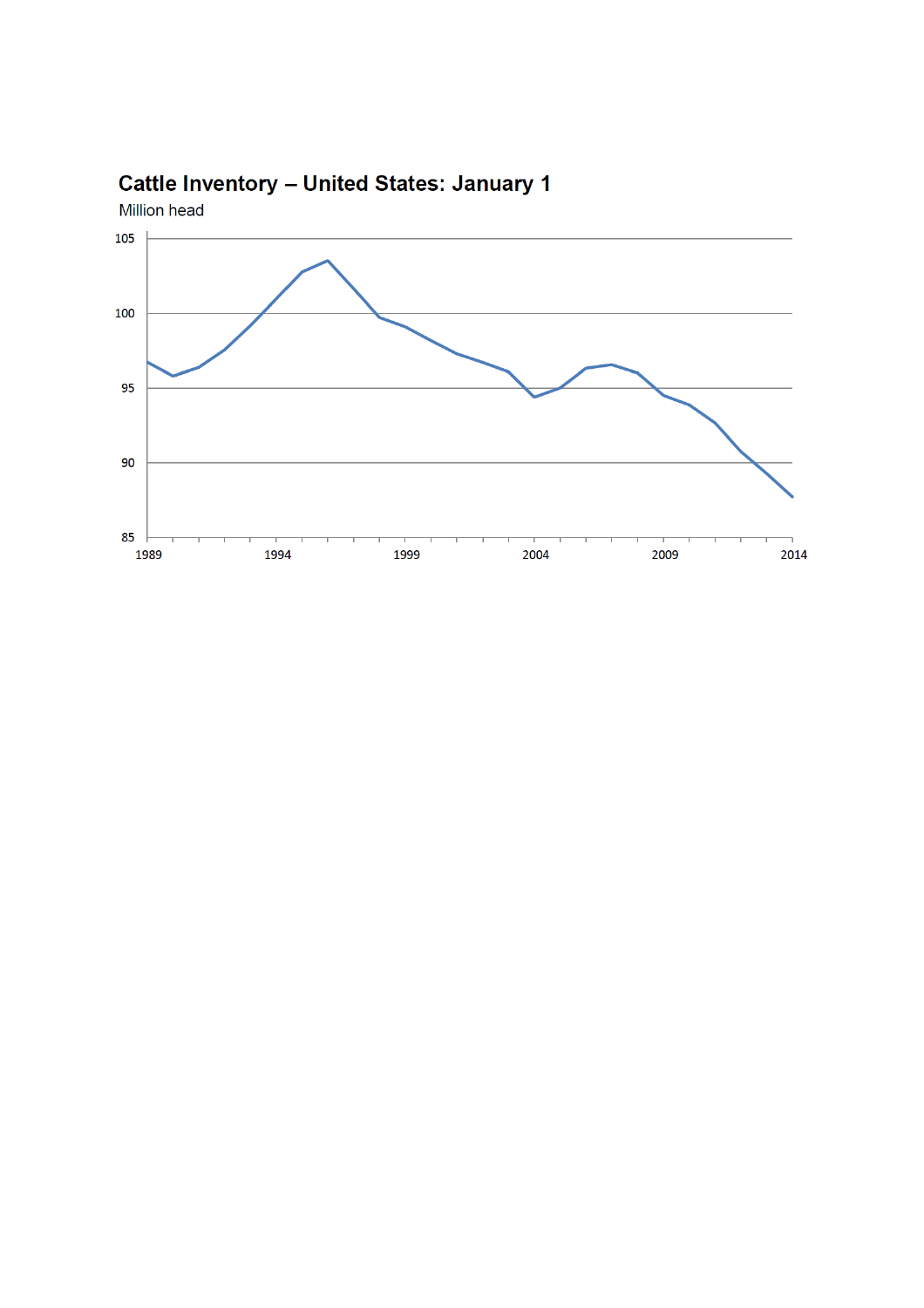## Cattle Inventory – United States: January 1

Million head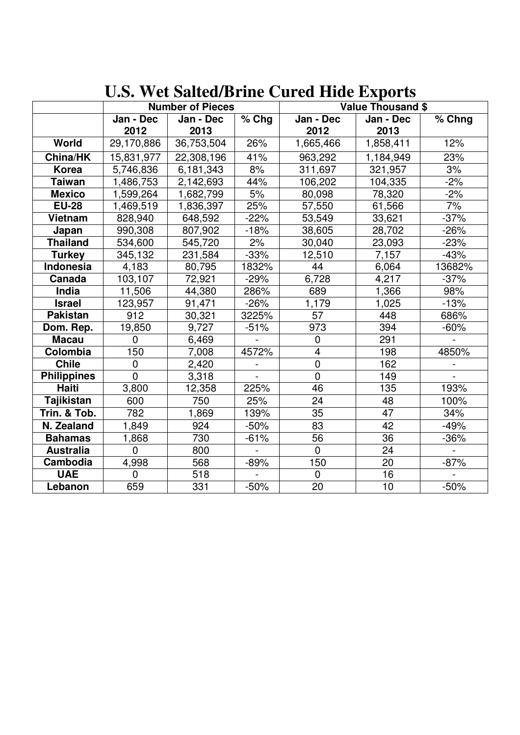# U.S. Wet Salted/Brine Cured Hide Exports

| | Number of Pieces | | | Value Thousand $ | | |
|---|---|---|---|---|---|---|
| | Jan - Dec 2012 | Jan - Dec 2013 | % Chg | Jan - Dec 2012 | Jan - Dec 2013 | % Chng |
| **World** | 29,170,886 | 36,753,504 | 26% | 1,665,466 | 1,858,411 | 12% |
| **China/HK** | 15,831,977 | 22,308,196 | 41% | 963,292 | 1,184,949 | 23% |
| **Korea** | 5,746,836 | 6,181,343 | 8% | 311,697 | 321,957 | 3% |
| **Taiwan** | 1,486,753 | 2,142,693 | 44% | 106,202 | 104,335 | -2% |
| **Mexico** | 1,599,264 | 1,682,799 | 5% | 80,098 | 78,320 | -2% |
| **EU-28** | 1,469,519 | 1,836,397 | 25% | 57,550 | 61,566 | 7% |
| **Vietnam** | 828,940 | 648,592 | -22% | 53,549 | 33,621 | -37% |
| **Japan** | 990,308 | 807,902 | -18% | 38,605 | 28,702 | -26% |
| **Thailand** | 534,600 | 545,720 | 2% | 30,040 | 23,093 | -23% |
| **Turkey** | 345,132 | 231,584 | -33% | 12,510 | 7,157 | -43% |
| **Indonesia** | 4,183 | 80,795 | 1832% | 44 | 6,064 | 13682% |
| **Canada** | 103,107 | 72,921 | -29% | 6,728 | 4,217 | -37% |
| **India** | 11,506 | 44,380 | 286% | 689 | 1,366 | 98% |
| **Israel** | 123,957 | 91,471 | -26% | 1,179 | 1,025 | -13% |
| **Pakistan** | 912 | 30,321 | 3225% | 57 | 448 | 686% |
| **Dom. Rep.** | 19,850 | 9,727 | -51% | 973 | 394 | -60% |
| **Macau** | 0 | 6,469 | - | 0 | 291 | - |
| **Colombia** | 150 | 7,008 | 4572% | 4 | 198 | 4850% |
| **Chile** | 0 | 2,420 | - | 0 | 162 | - |
| **Philippines** | 0 | 3,318 | - | 0 | 149 | - |
| **Haiti** | 3,800 | 12,358 | 225% | 46 | 135 | 193% |
| **Tajikistan** | 600 | 750 | 25% | 24 | 48 | 100% |
| **Trin. & Tob.** | 782 | 1,869 | 139% | 35 | 47 | 34% |
| **N. Zealand** | 1,849 | 924 | -50% | 83 | 42 | -49% |
| **Bahamas** | 1,868 | 730 | -61% | 56 | 36 | -36% |
| **Australia** | 0 | 800 | - | 0 | 24 | - |
| **Cambodia** | 4,998 | 568 | -89% | 150 | 20 | -87% |
| **UAE** | 0 | 518 | - | 0 | 16 | - |
| **Lebanon** | 659 | 331 | -50% | 20 | 10 | -50% |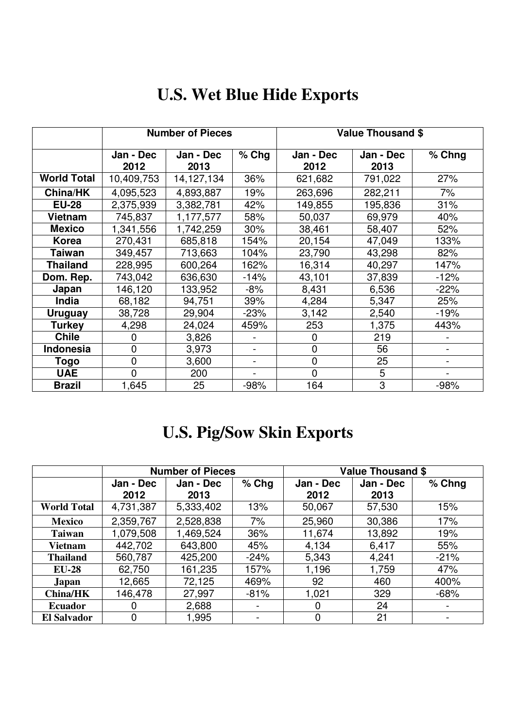# U.S. Wet Blue Hide Exports

| | Number of Pieces | | | Value Thousand $ | | |
|---|---|---|---|---|---|---|
| | Jan - Dec 2012 | Jan - Dec 2013 | % Chg | Jan - Dec 2012 | Jan - Dec 2013 | % Chng |
| **World Total** | 10,409,753 | 14,127,134 | 36% | 621,682 | 791,022 | 27% |
| **China/HK** | 4,095,523 | 4,893,887 | 19% | 263,696 | 282,211 | 7% |
| **EU-28** | 2,375,939 | 3,382,781 | 42% | 149,855 | 195,836 | 31% |
| **Vietnam** | 745,837 | 1,177,577 | 58% | 50,037 | 69,979 | 40% |
| **Mexico** | 1,341,556 | 1,742,259 | 30% | 38,461 | 58,407 | 52% |
| **Korea** | 270,431 | 685,818 | 154% | 20,154 | 47,049 | 133% |
| **Taiwan** | 349,457 | 713,663 | 104% | 23,790 | 43,298 | 82% |
| **Thailand** | 228,995 | 600,264 | 162% | 16,314 | 40,297 | 147% |
| **Dom. Rep.** | 743,042 | 636,630 | -14% | 43,101 | 37,839 | -12% |
| **Japan** | 146,120 | 133,952 | -8% | 8,431 | 6,536 | -22% |
| **India** | 68,182 | 94,751 | 39% | 4,284 | 5,347 | 25% |
| **Uruguay** | 38,728 | 29,904 | -23% | 3,142 | 2,540 | -19% |
| **Turkey** | 4,298 | 24,024 | 459% | 253 | 1,375 | 443% |
| **Chile** | 0 | 3,826 | - | 0 | 219 | - |
| **Indonesia** | 0 | 3,973 | - | 0 | 56 | - |
| **Togo** | 0 | 3,600 | - | 0 | 25 | - |
| **UAE** | 0 | 200 | - | 0 | 5 | - |
| **Brazil** | 1,645 | 25 | -98% | 164 | 3 | -98% |

# U.S. Pig/Sow Skin Exports

| | Number of Pieces | | | Value Thousand $ | | |
|---|---|---|---|---|---|---|
| | Jan - Dec 2012 | Jan - Dec 2013 | % Chg | Jan - Dec 2012 | Jan - Dec 2013 | % Chng |
| **World Total** | 4,731,387 | 5,333,402 | 13% | 50,067 | 57,530 | 15% |
| **Mexico** | 2,359,767 | 2,528,838 | 7% | 25,960 | 30,386 | 17% |
| **Taiwan** | 1,079,508 | 1,469,524 | 36% | 11,674 | 13,892 | 19% |
| **Vietnam** | 442,702 | 643,800 | 45% | 4,134 | 6,417 | 55% |
| **Thailand** | 560,787 | 425,200 | -24% | 5,343 | 4,241 | -21% |
| **EU-28** | 62,750 | 161,235 | 157% | 1,196 | 1,759 | 47% |
| **Japan** | 12,665 | 72,125 | 469% | 92 | 460 | 400% |
| **China/HK** | 146,478 | 27,997 | -81% | 1,021 | 329 | -68% |
| **Ecuador** | 0 | 2,688 | - | 0 | 24 | - |
| **El Salvador** | 0 | 1,995 | - | 0 | 21 | - |